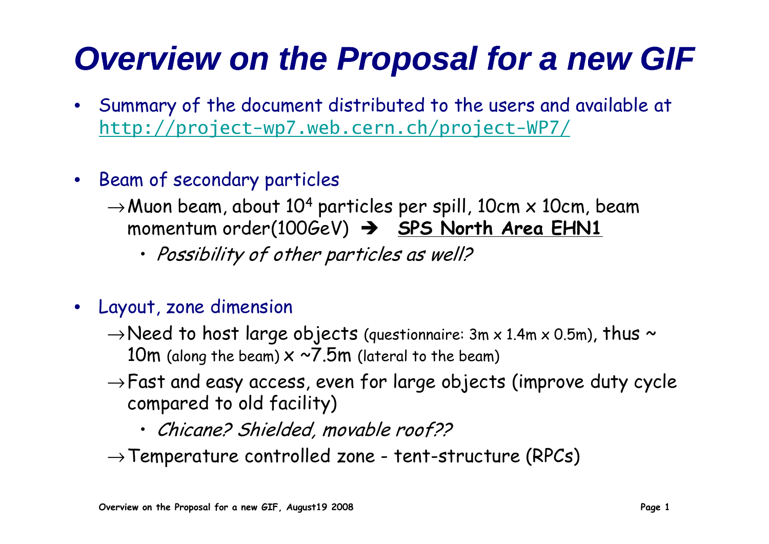# Overview on the Proposal for a new GIF

- Summary of the document distributed to the users and available at http://project-wp7.web.cern.ch/project-WP7/
- Beam of secondary particles
  - → Muon beam, about $10^4$ particles per spill, 10cm x 10cm, beam momentum order(100GeV) ➔ **SPS North Area EHN1**
    - *Possibility of other particles as well?*
- Layout, zone dimension
  - → Need to host large objects (questionnaire: 3m x 1.4m x 0.5m), thus ~ 10m (along the beam) x ~7.5m (lateral to the beam)
  - → Fast and easy access, even for large objects (improve duty cycle compared to old facility)
    - *Chicane? Shielded, movable roof??*
  - → Temperature controlled zone - tent-structure (RPCs)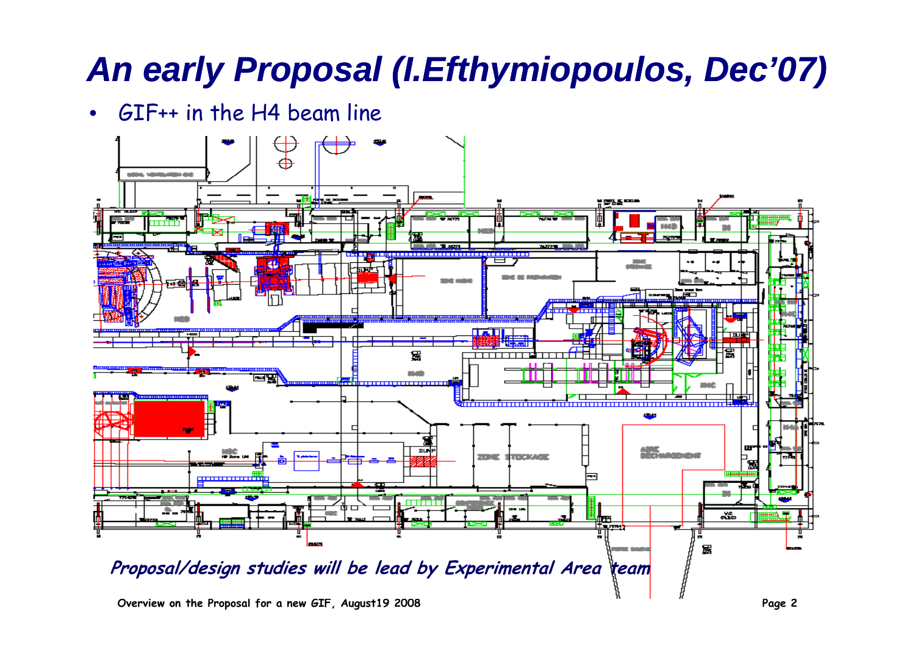# An early Proposal (I.Efthymiopoulos, Dec'07)

- GIF++ in the H4 beam line

*Proposal/design studies will be lead by Experimental Area team*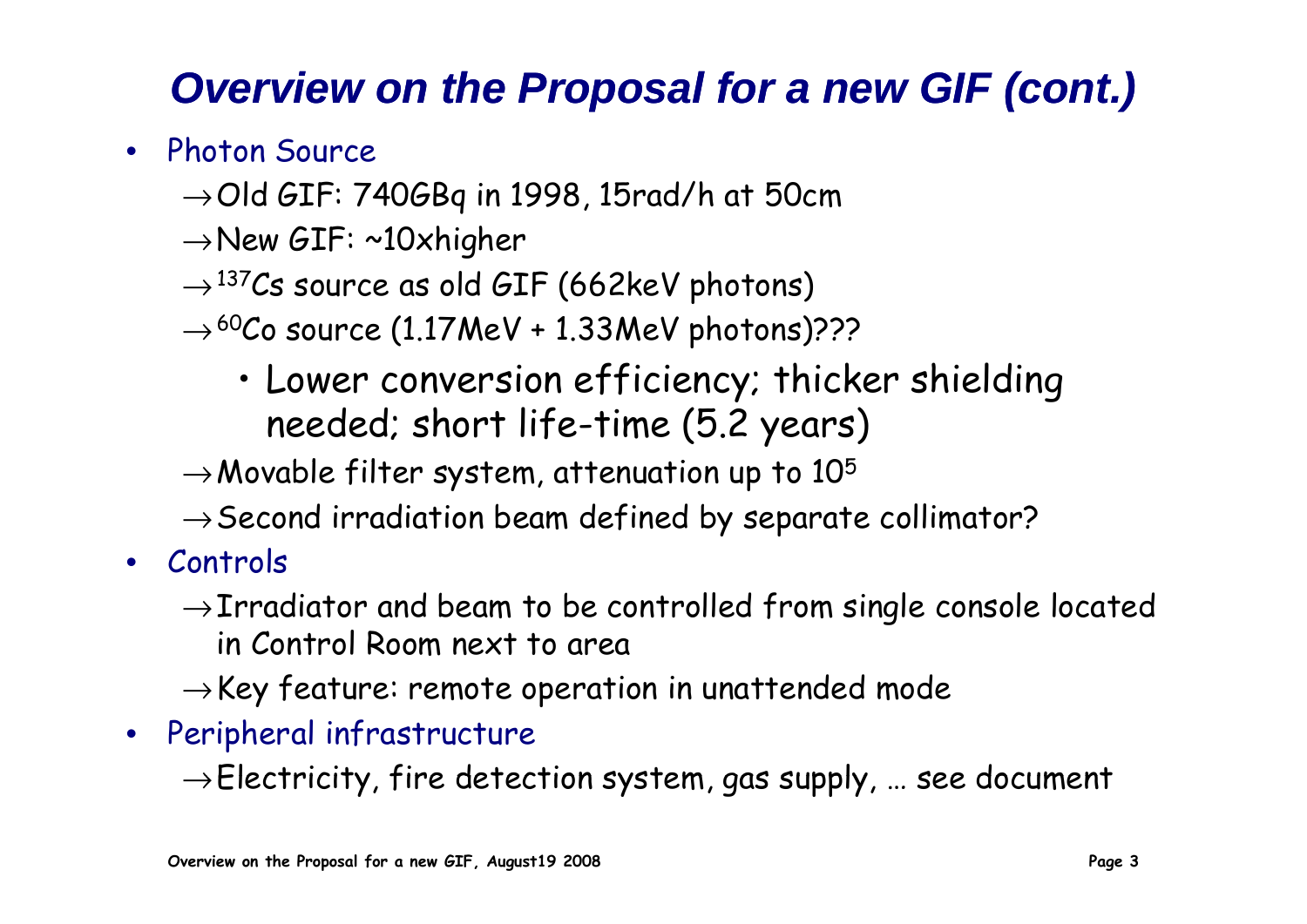# Overview on the Proposal for a new GIF (cont.)

- Photon Source
  - → Old GIF: 740GBq in 1998, 15rad/h at 50cm
  - → New GIF: ~10xhigher
  - → $^{137}$Cs source as old GIF (662keV photons)
  - → $^{60}$Co source (1.17MeV + 1.33MeV photons)???
    - Lower conversion efficiency; thicker shielding needed; short life-time (5.2 years)
  - → Movable filter system, attenuation up to $10^5$
  - → Second irradiation beam defined by separate collimator?
- Controls
  - → Irradiator and beam to be controlled from single console located in Control Room next to area
  - → Key feature: remote operation in unattended mode
- Peripheral infrastructure
  - → Electricity, fire detection system, gas supply, … see document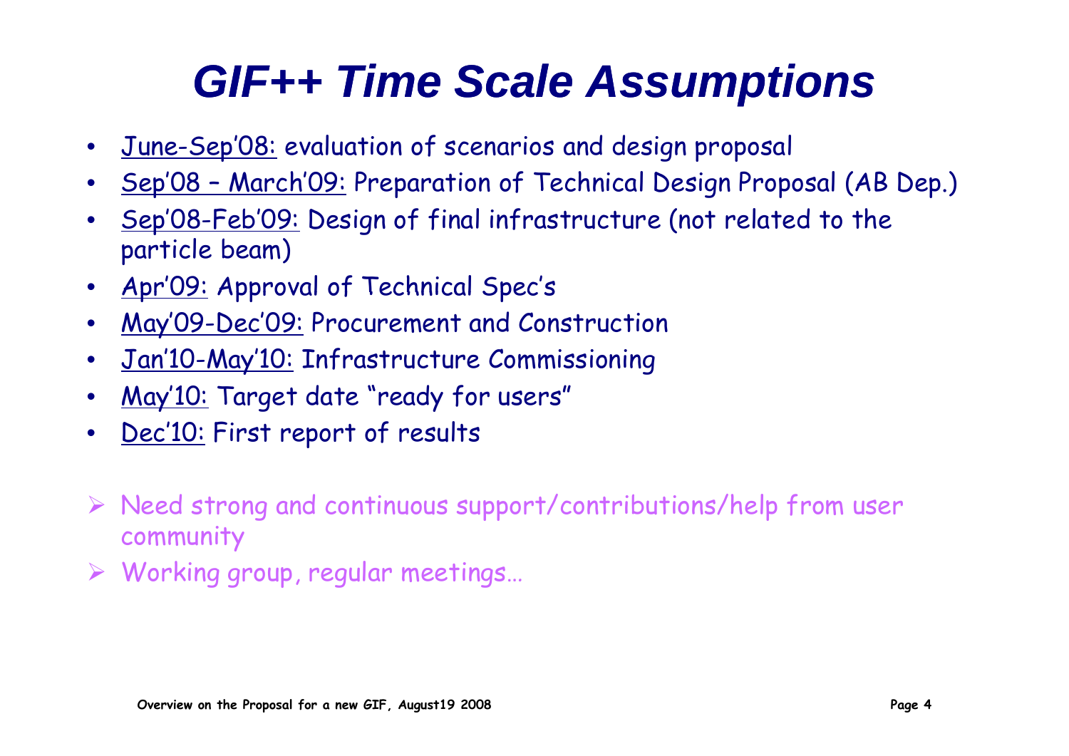# GIF++ Time Scale Assumptions

- June-Sep'08: evaluation of scenarios and design proposal
- Sep'08 – March'09: Preparation of Technical Design Proposal (AB Dep.)
- Sep'08-Feb'09: Design of final infrastructure (not related to the particle beam)
- Apr'09: Approval of Technical Spec's
- May'09-Dec'09: Procurement and Construction
- Jan'10-May'10: Infrastructure Commissioning
- May'10: Target date "ready for users"
- Dec'10: First report of results

- Need strong and continuous support/contributions/help from user community
- Working group, regular meetings…